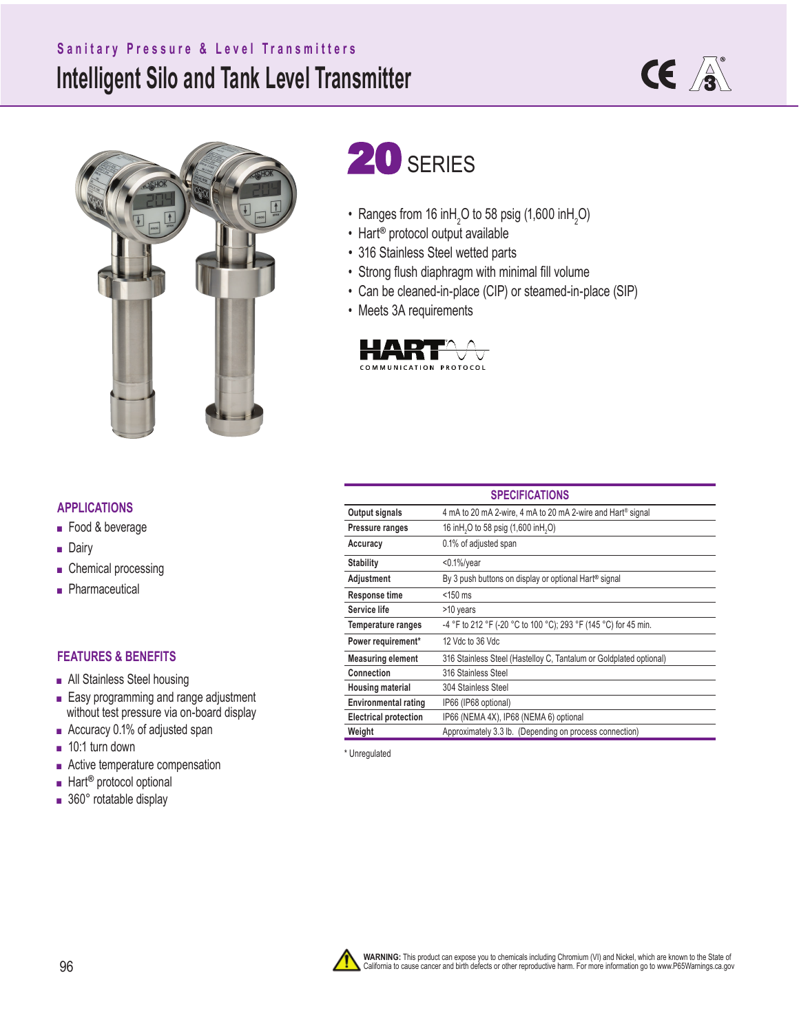Sanitary Pressure & Level Transmitters

# Intelligent Silo and Tank Level Transmitter

## 20 SERIES

- Ranges from 16 in$H_2O$ to 58 psig (1,600 in$H_2O$)
- Hart® protocol output available
- 316 Stainless Steel wetted parts
- Strong flush diaphragm with minimal fill volume
- Can be cleaned-in-place (CIP) or steamed-in-place (SIP)
- Meets 3A requirements

HART COMMUNICATION PROTOCOL

### APPLICATIONS

- Food & beverage
- Dairy
- Chemical processing
- Pharmaceutical

### FEATURES & BENEFITS

- All Stainless Steel housing
- Easy programming and range adjustment without test pressure via on-board display
- Accuracy 0.1% of adjusted span
- 10:1 turn down
- Active temperature compensation
- Hart® protocol optional
- 360° rotatable display

### SPECIFICATIONS

| | |
|---|---|
| **Output signals** | 4 mA to 20 mA 2-wire, 4 mA to 20 mA 2-wire and Hart® signal |
| **Pressure ranges** | 16 in$H_2O$ to 58 psig (1,600 in$H_2O$) |
| **Accuracy** | 0.1% of adjusted span |
| **Stability** | <0.1%/year |
| **Adjustment** | By 3 push buttons on display or optional Hart® signal |
| **Response time** | <150 ms |
| **Service life** | >10 years |
| **Temperature ranges** | -4 °F to 212 °F (-20 °C to 100 °C); 293 °F (145 °C) for 45 min. |
| **Power requirement*** | 12 Vdc to 36 Vdc |
| **Measuring element** | 316 Stainless Steel (Hastelloy C, Tantalum or Goldplated optional) |
| **Connection** | 316 Stainless Steel |
| **Housing material** | 304 Stainless Steel |
| **Environmental rating** | IP66 (IP68 optional) |
| **Electrical protection** | IP66 (NEMA 4X), IP68 (NEMA 6) optional |
| **Weight** | Approximately 3.3 lb. (Depending on process connection) |

\* Unregulated

**WARNING:** This product can expose you to chemicals including Chromium (VI) and Nickel, which are known to the State of California to cause cancer and birth defects or other reproductive harm. For more information go to www.P65Warnings.ca.gov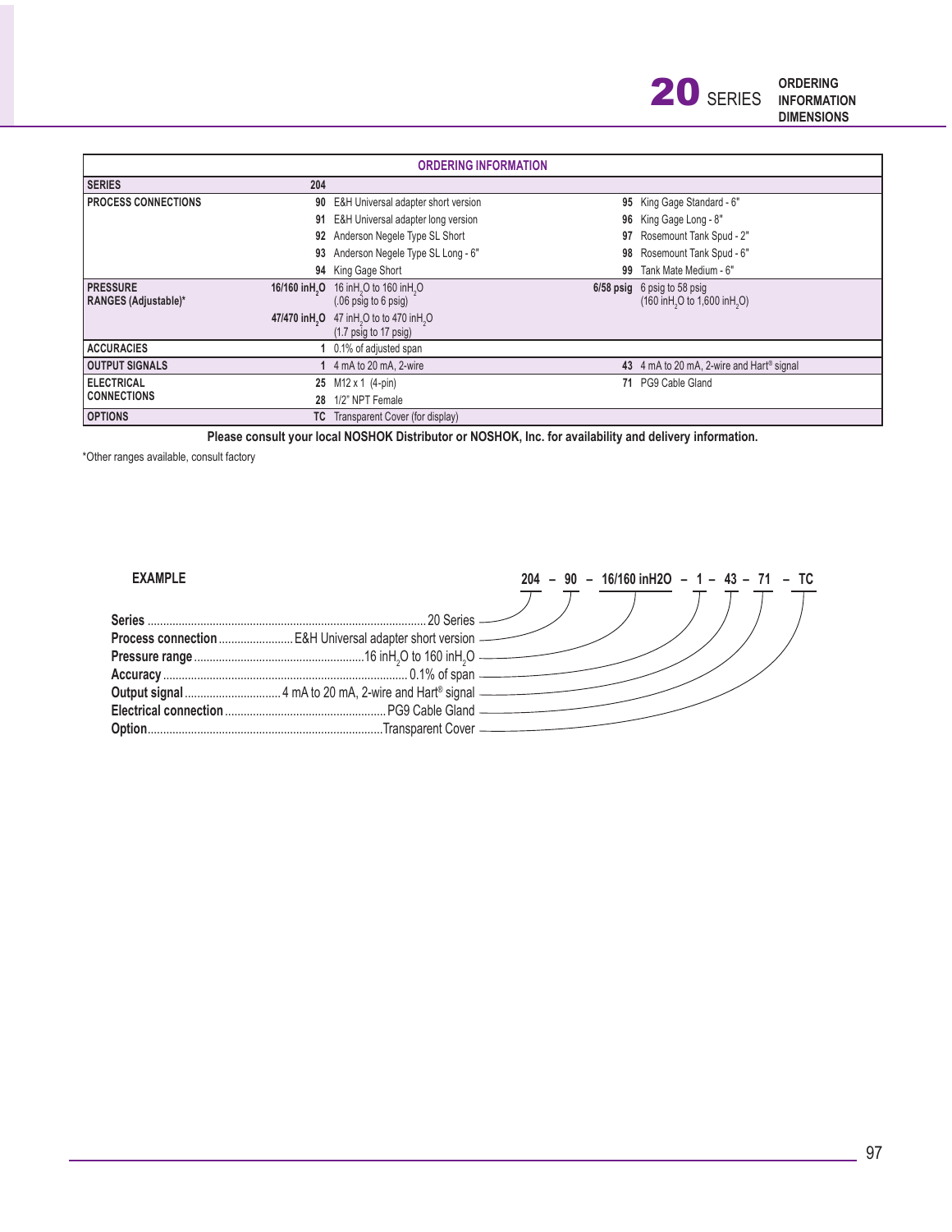## ORDERING INFORMATION

| ORDERING INFORMATION | | | | |
|---|---|---|---|---|
| **SERIES** | **204** | | | |
| **PROCESS CONNECTIONS** | **90** | E&H Universal adapter short version | **95** | King Gage Standard - 6" |
| | **91** | E&H Universal adapter long version | **96** | King Gage Long - 8" |
| | **92** | Anderson Negele Type SL Short | **97** | Rosemount Tank Spud - 2" |
| | **93** | Anderson Negele Type SL Long - 6" | **98** | Rosemount Tank Spud - 6" |
| | **94** | King Gage Short | **99** | Tank Mate Medium - 6" |
| **PRESSURE RANGES (Adjustable)*** | **16/160 in$H_2O$** | 16 in$H_2O$ to 160 in$H_2O$ (.06 psig to 6 psig) | **6/58 psig** | 6 psig to 58 psig (160 in$H_2O$ to 1,600 in$H_2O$) |
| | **47/470 in$H_2O$** | 47 in$H_2O$ to to 470 in$H_2O$ (1.7 psig to 17 psig) | | |
| **ACCURACIES** | **1** | 0.1% of adjusted span | | |
| **OUTPUT SIGNALS** | **1** | 4 mA to 20 mA, 2-wire | **43** | 4 mA to 20 mA, 2-wire and Hart® signal |
| **ELECTRICAL CONNECTIONS** | **25** | M12 x 1 (4-pin) | **71** | PG9 Cable Gland |
| | **28** | 1/2" NPT Female | | |
| **OPTIONS** | **TC** | Transparent Cover (for display) | | |

**Please consult your local NOSHOK Distributor or NOSHOK, Inc. for availability and delivery information.**

*Other ranges available, consult factory

### EXAMPLE

**204 – 90 – 16/160 inH2O – 1 – 43 – 71 – TC**

- **Series** .......... 20 Series
- **Process connection** .......... E&H Universal adapter short version
- **Pressure range** .......... 16 in$H_2O$ to 160 in$H_2O$
- **Accuracy** .......... 0.1% of span
- **Output signal** .......... 4 mA to 20 mA, 2-wire and Hart® signal
- **Electrical connection** .......... PG9 Cable Gland
- **Option** .......... Transparent Cover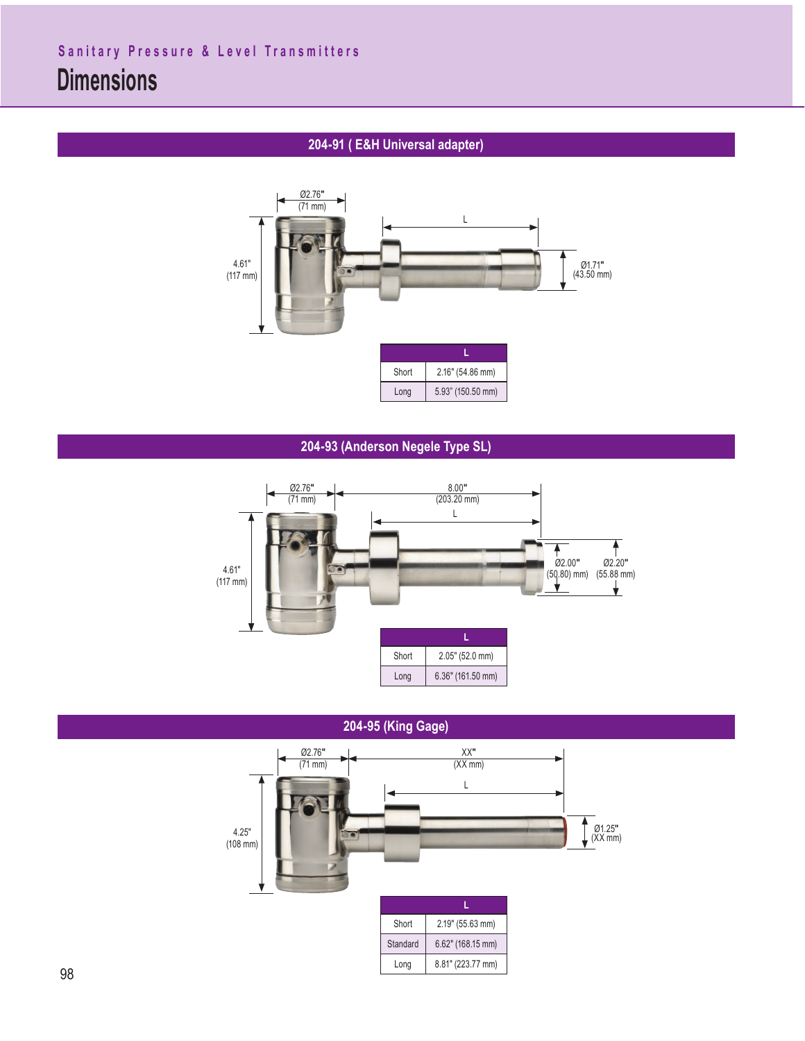Sanitary Pressure & Level Transmitters

# Dimensions

## 204-91 ( E&H Universal adapter)

Ø2.76" (71 mm)

4.61" (117 mm)

L

Ø1.71" (43.50 mm)

| | L |
|---|---|
| Short | 2.16" (54.86 mm) |
| Long | 5.93" (150.50 mm) |

## 204-93 (Anderson Negele Type SL)

Ø2.76" (71 mm)

8.00" (203.20 mm)

L

4.61" (117 mm)

Ø2.00" (50.80) mm)

Ø2.20" (55.88 mm)

| | L |
|---|---|
| Short | 2.05" (52.0 mm) |
| Long | 6.36" (161.50 mm) |

## 204-95 (King Gage)

Ø2.76" (71 mm)

XX" (XX mm)

L

4.25" (108 mm)

Ø1.25" (XX mm)

| | L |
|---|---|
| Short | 2.19" (55.63 mm) |
| Standard | 6.62" (168.15 mm) |
| Long | 8.81" (223.77 mm) |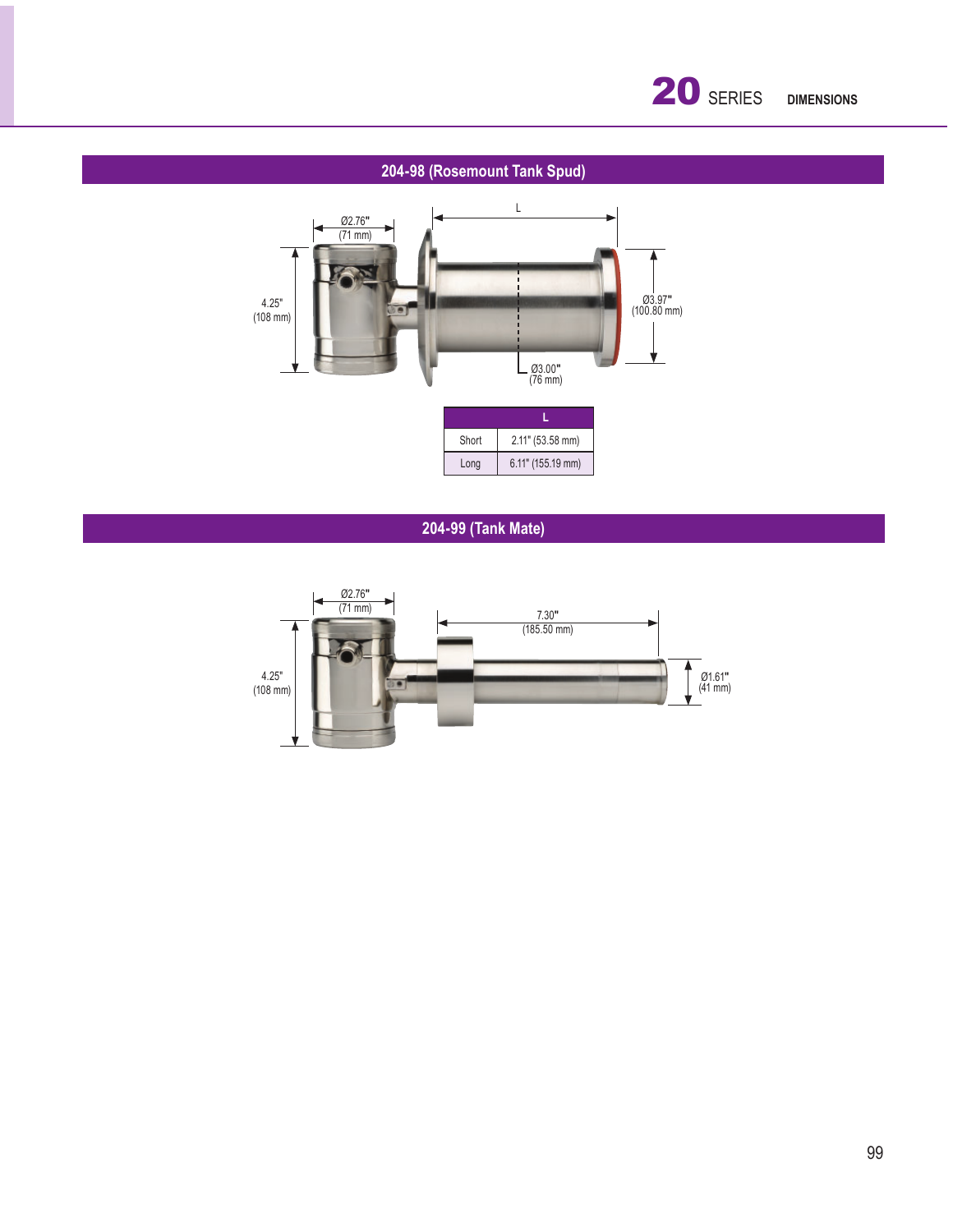## 204-98 (Rosemount Tank Spud)

Ø2.76"
(71 mm)

L

4.25"
(108 mm)

Ø3.97"
(100.80 mm)

Ø3.00"
(76 mm)

| | L |
|---|---|
| Short | 2.11" (53.58 mm) |
| Long | 6.11" (155.19 mm) |

## 204-99 (Tank Mate)

Ø2.76"
(71 mm)

7.30"
(185.50 mm)

4.25"
(108 mm)

Ø1.61"
(41 mm)